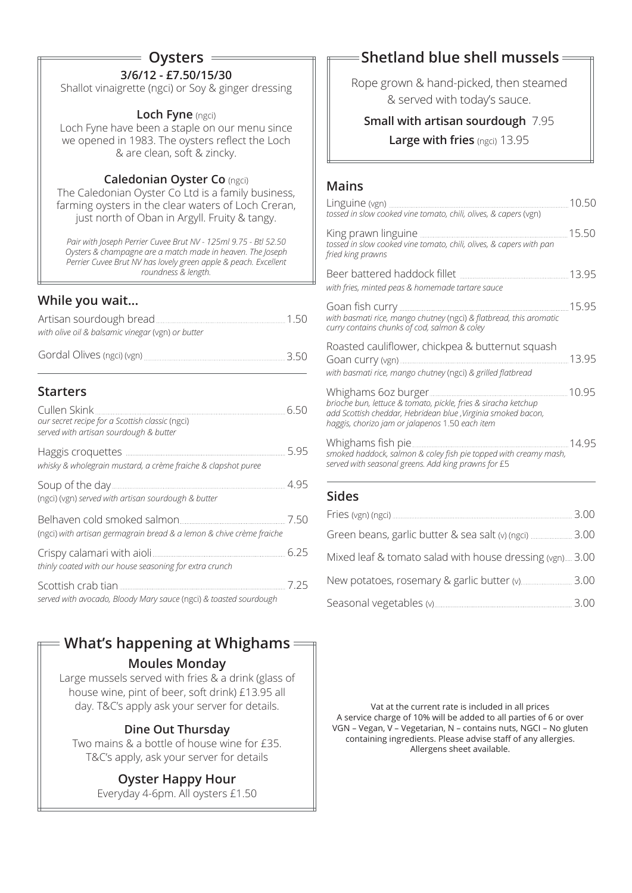## Oysters

**3/6/12 - £7.50/15/30**

Shallot vinaigrette (ngci) or Soy & ginger dressing

**Loch Fyne** (ngci)

Loch Fyne have been a staple on our menu since we opened in 1983. The oysters reflect the Loch & are clean, soft & zincky.

**Caledonian Oyster Co** (ngci)

The Caledonian Oyster Co Ltd is a family business, farming oysters in the clear waters of Loch Creran, just north of Oban in Argyll. Fruity & tangy.

*Pair with Joseph Perrier Cuvee Brut NV - 125ml 9.75 - Btl 52.50 Oysters & champagne are a match made in heaven. The Joseph Perrier Cuvee Brut NV has lovely green apple & peach. Excellent roundness & length.*

## While you wait...

Artisan sourdough bread ..... 1.50
*with olive oil & balsamic vinegar* (vgn) *or butter*

Gordal Olives (ngci) (vgn) ..... 3.50

## Starters

Cullen Skink ..... 6.50
*our secret recipe for a Scottish classic* (ngci)
*served with artisan sourdough & butter*

Haggis croquettes ..... 5.95
*whisky & wholegrain mustard, a crème fraiche & clapshot puree*

Soup of the day ..... 4.95
(ngci) (vgn) *served with artisan sourdough & butter*

Belhaven cold smoked salmon ..... 7.50
(ngci) *with artisan germagrain bread & a lemon & chive crème fraiche*

Crispy calamari with aioli ..... 6.25
*thinly coated with our house seasoning for extra crunch*

Scottish crab tian ..... 7.25
*served with avocado, Bloody Mary sauce* (ngci) *& toasted sourdough*

## What's happening at Whighams

**Moules Monday**

Large mussels served with fries & a drink (glass of house wine, pint of beer, soft drink) £13.95 all day. T&C's apply ask your server for details.

**Dine Out Thursday**

Two mains & a bottle of house wine for £35. T&C's apply, ask your server for details

**Oyster Happy Hour**

Everyday 4-6pm. All oysters £1.50

## Shetland blue shell mussels

Rope grown & hand-picked, then steamed & served with today's sauce.

**Small with artisan sourdough** 7.95

**Large with fries** (ngci) 13.95

## Mains

Linguine (vgn) ..... 10.50
*tossed in slow cooked vine tomato, chili, olives, & capers* (vgn)

King prawn linguine ..... 15.50
*tossed in slow cooked vine tomato, chili, olives, & capers with pan fried king prawns*

Beer battered haddock fillet ..... 13.95
*with fries, minted peas & homemade tartare sauce*

Goan fish curry ..... 15.95
*with basmati rice, mango chutney* (ngci) *& flatbread, this aromatic curry contains chunks of cod, salmon & coley*

Roasted cauliflower, chickpea & butternut squash Goan curry (vgn) ..... 13.95
*with basmati rice, mango chutney* (ngci) *& grilled flatbread*

Whighams 6oz burger ..... 10.95
*brioche bun, lettuce & tomato, pickle, fries & siracha ketchup add Scottish cheddar, Hebridean blue ,Virginia smoked bacon, haggis, chorizo jam or jalapenos* 1.50 *each item*

Whighams fish pie ..... 14.95
*smoked haddock, salmon & coley fish pie topped with creamy mash, served with seasonal greens. Add king prawns for £5*

## Sides

Fries (vgn) (ngci) ..... 3.00

Green beans, garlic butter & sea salt (v) (ngci) ..... 3.00

Mixed leaf & tomato salad with house dressing (vgn) ..... 3.00

New potatoes, rosemary & garlic butter (v) ..... 3.00

Seasonal vegetables (v) ..... 3.00

Vat at the current rate is included in all prices
A service charge of 10% will be added to all parties of 6 or over
VGN – Vegan, V – Vegetarian, N – contains nuts, NGCI – No gluten containing ingredients. Please advise staff of any allergies. Allergens sheet available.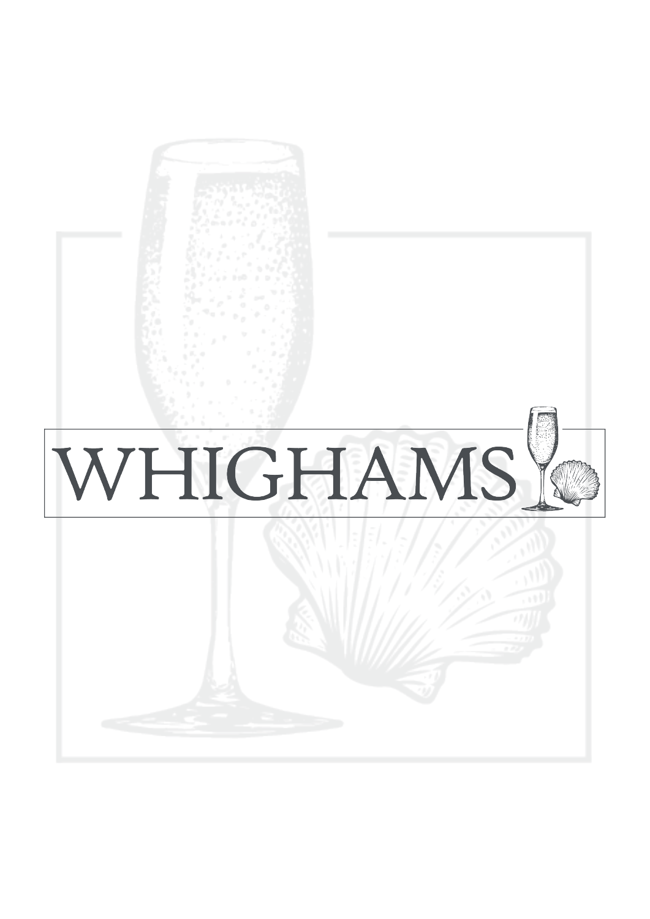# WHIGHAMS